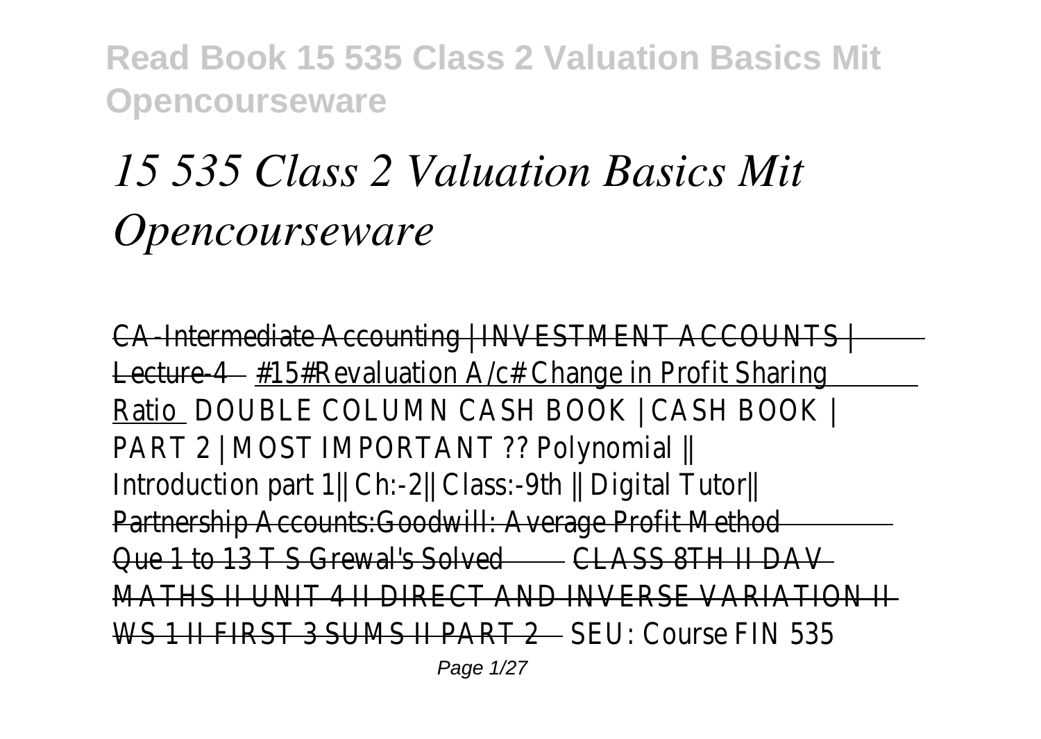# 15 535 Class 2 Valuation Basics Mit Opencourseware

CA-Intermediate Accounting | INVESTMENT ACCOUNTS | Lecture-4 #15#Revaluation A/c# Change in Profit Sharing Ratio DOUBLE COLUMN CASH BOOK | CASH BOOK | PART 2 | MOST IMPORTANT ?? Polynomial || Introduction part 1|| Ch:-2|| Class:-9th || Digital Tutor|| Partnership Accounts:Goodwill: Average Profit Method Que 1 to 13 T S Grewal's Solved CLASS 8TH II DAV MATHS II UNIT 4 II DIRECT AND INVERSE VARIATION II WS 1 II FIRST 3 SUMS II PART 2 SEU: Course FIN 535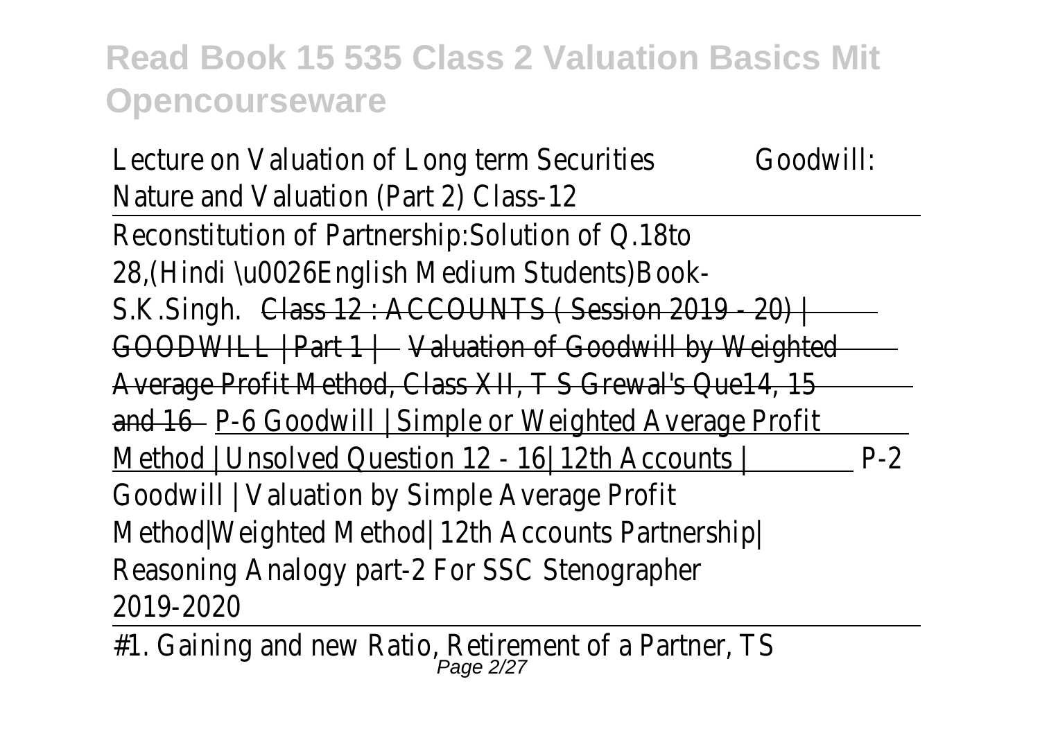# Read Book 15 535 Class 2 Valuation Basics Mit Opencourseware

Lecture on Valuation of Long term Securities Goodwill: Nature and Valuation (Part 2) Class-12

Reconstitution of Partnership:Solution of Q.18to 28,(Hindi \u0026English Medium Students)Book-S.K.Singh. Class 12 : ACCOUNTS ( Session 2019 - 20) | GOODWILL | Part 1 | Valuation of Goodwill by Weighted Average Profit Method, Class XII, T S Grewal's Que14, 15 and 16 P-6 Goodwill | Simple or Weighted Average Profit Method | Unsolved Question 12 - 16| 12th Accounts | P-2 Goodwill | Valuation by Simple Average Profit Method|Weighted Method| 12th Accounts Partnership| Reasoning Analogy part-2 For SSC Stenographer 2019-2020

#1. Gaining and new Ratio, Retirement of a Partner, TS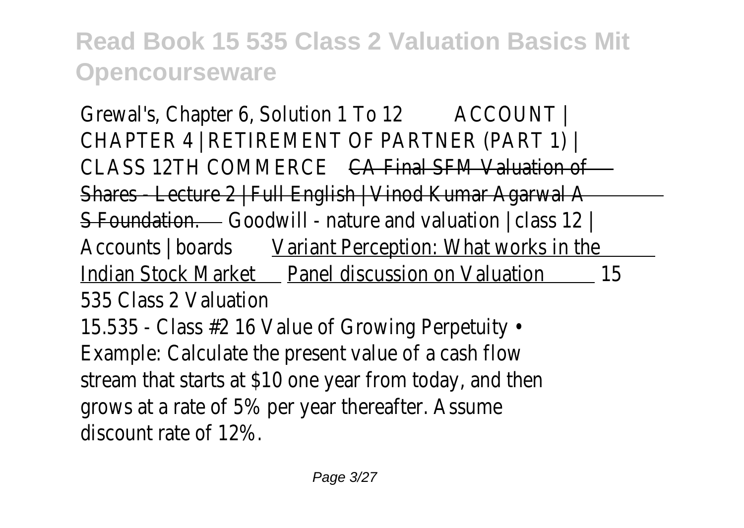Grewal's, Chapter 6, Solution 1 To 12 ACCOUNT | CHAPTER 4 | RETIREMENT OF PARTNER (PART 1) | CLASS 12TH COMMERCE CA Final SFM Valuation of Shares - Lecture 2 | Full English | Vinod Kumar Agarwal A S Foundation. Goodwill - nature and valuation | class 12 | Accounts | boards Variant Perception: What works in the Indian Stock Market Panel discussion on Valuation 15 535 Class 2 Valuation

15.535 - Class #2 16 Value of Growing Perpetuity • Example: Calculate the present value of a cash flow stream that starts at $10 one year from today, and then grows at a rate of 5% per year thereafter. Assume discount rate of 12%.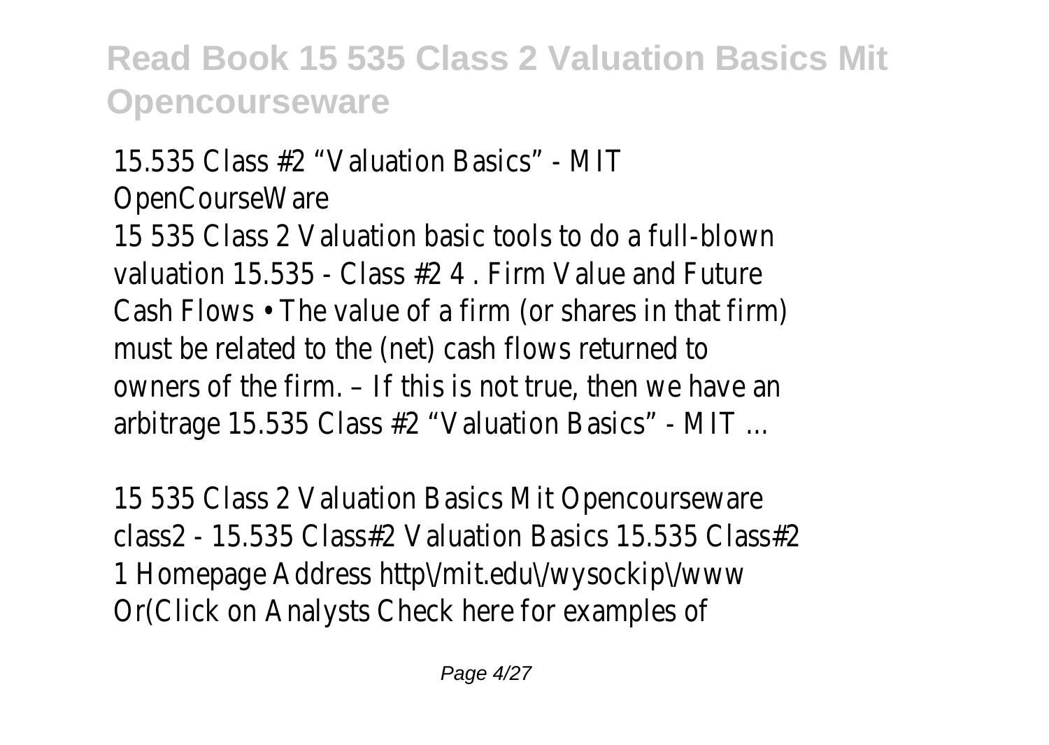15.535 Class #2 “Valuation Basics” - MIT OpenCourseWare

15 535 Class 2 Valuation basic tools to do a full-blown valuation 15.535 - Class #2 4 . Firm Value and Future Cash Flows • The value of a firm (or shares in that firm) must be related to the (net) cash flows returned to owners of the firm. – If this is not true, then we have an arbitrage 15.535 Class #2 “Valuation Basics” - MIT ...

15 535 Class 2 Valuation Basics Mit Opencourseware

class2 - 15.535 Class#2 Valuation Basics 15.535 Class#2 1 Homepage Address http\/mit.edu\/wysockip\/www Or(Click on Analysts Check here for examples of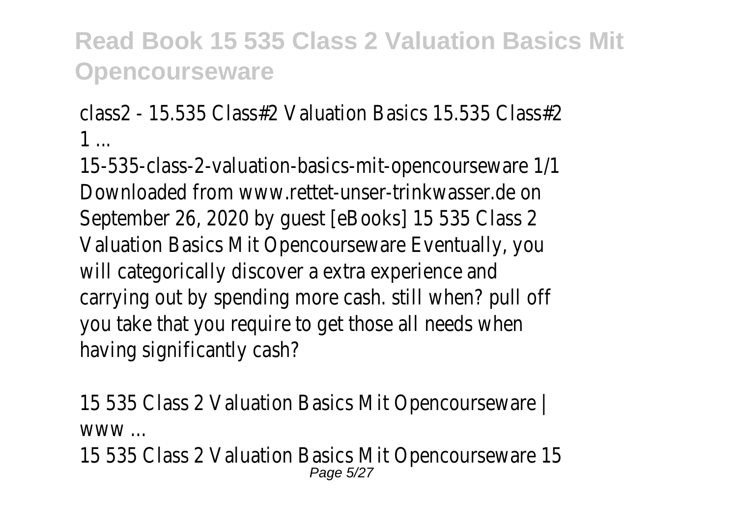class2 - 15.535 Class#2 Valuation Basics 15.535 Class#2 1 ...

15-535-class-2-valuation-basics-mit-opencourseware 1/1 Downloaded from www.rettet-unser-trinkwasser.de on September 26, 2020 by guest [eBooks] 15 535 Class 2 Valuation Basics Mit Opencourseware Eventually, you will categorically discover a extra experience and carrying out by spending more cash. still when? pull off you take that you require to get those all needs when having significantly cash?

15 535 Class 2 Valuation Basics Mit Opencourseware | www ...

15 535 Class 2 Valuation Basics Mit Opencourseware 15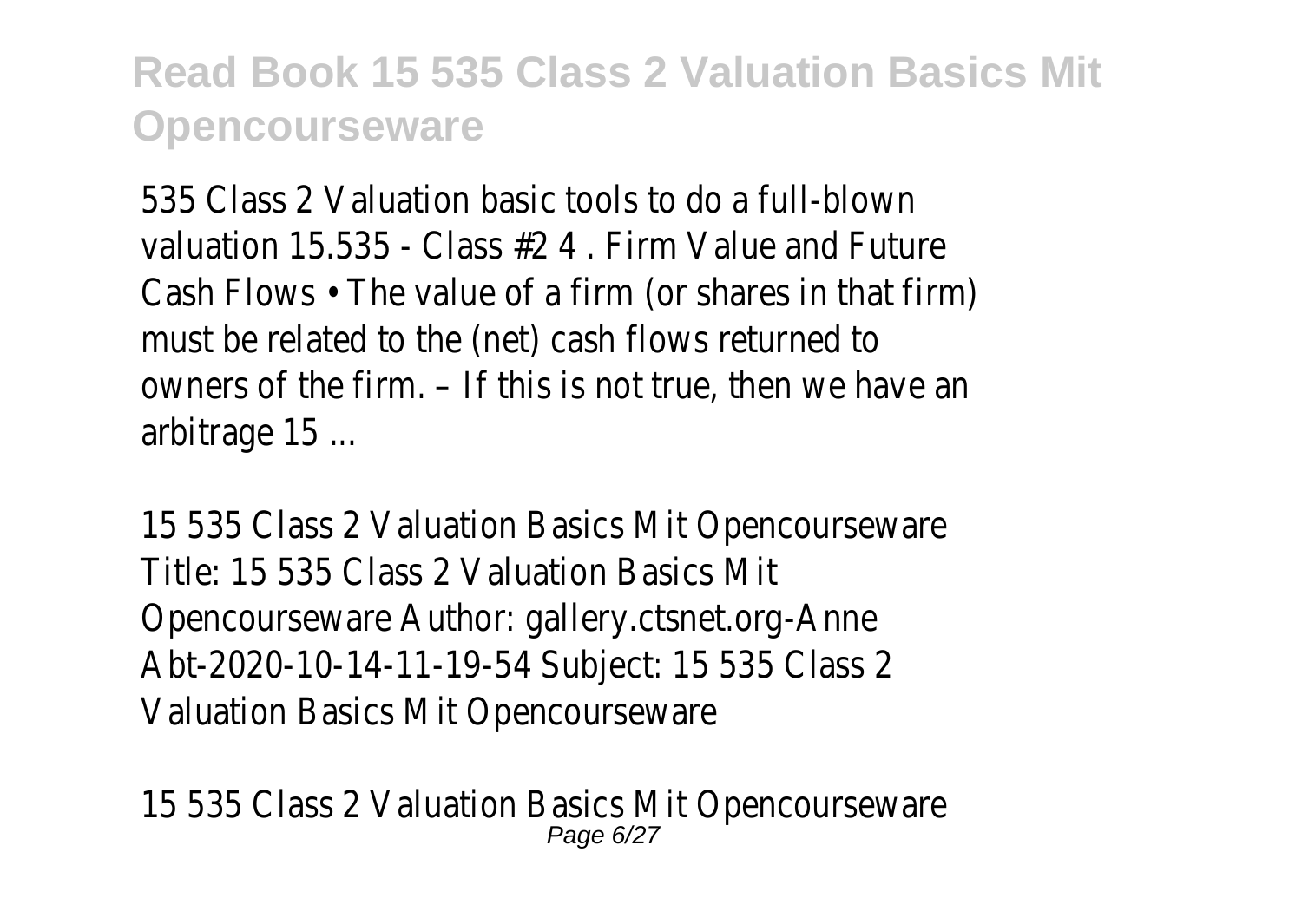535 Class 2 Valuation basic tools to do a full-blown valuation 15.535 - Class #2 4 . Firm Value and Future Cash Flows • The value of a firm (or shares in that firm) must be related to the (net) cash flows returned to owners of the firm. – If this is not true, then we have an arbitrage 15 ...

15 535 Class 2 Valuation Basics Mit Opencourseware
Title: 15 535 Class 2 Valuation Basics Mit Opencourseware Author: gallery.ctsnet.org-Anne Abt-2020-10-14-11-19-54 Subject: 15 535 Class 2 Valuation Basics Mit Opencourseware

15 535 Class 2 Valuation Basics Mit Opencourseware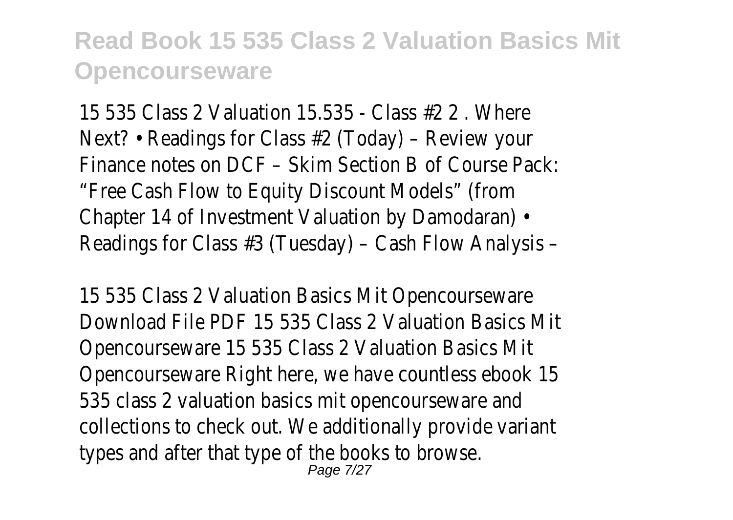# Read Book 15 535 Class 2 Valuation Basics Mit Opencourseware

15 535 Class 2 Valuation 15.535 - Class #2 2 . Where Next? • Readings for Class #2 (Today) – Review your Finance notes on DCF – Skim Section B of Course Pack: "Free Cash Flow to Equity Discount Models" (from Chapter 14 of Investment Valuation by Damodaran) • Readings for Class #3 (Tuesday) – Cash Flow Analysis –

15 535 Class 2 Valuation Basics Mit Opencourseware Download File PDF 15 535 Class 2 Valuation Basics Mit Opencourseware 15 535 Class 2 Valuation Basics Mit Opencourseware Right here, we have countless ebook 15 535 class 2 valuation basics mit opencourseware and collections to check out. We additionally provide variant types and after that type of the books to browse.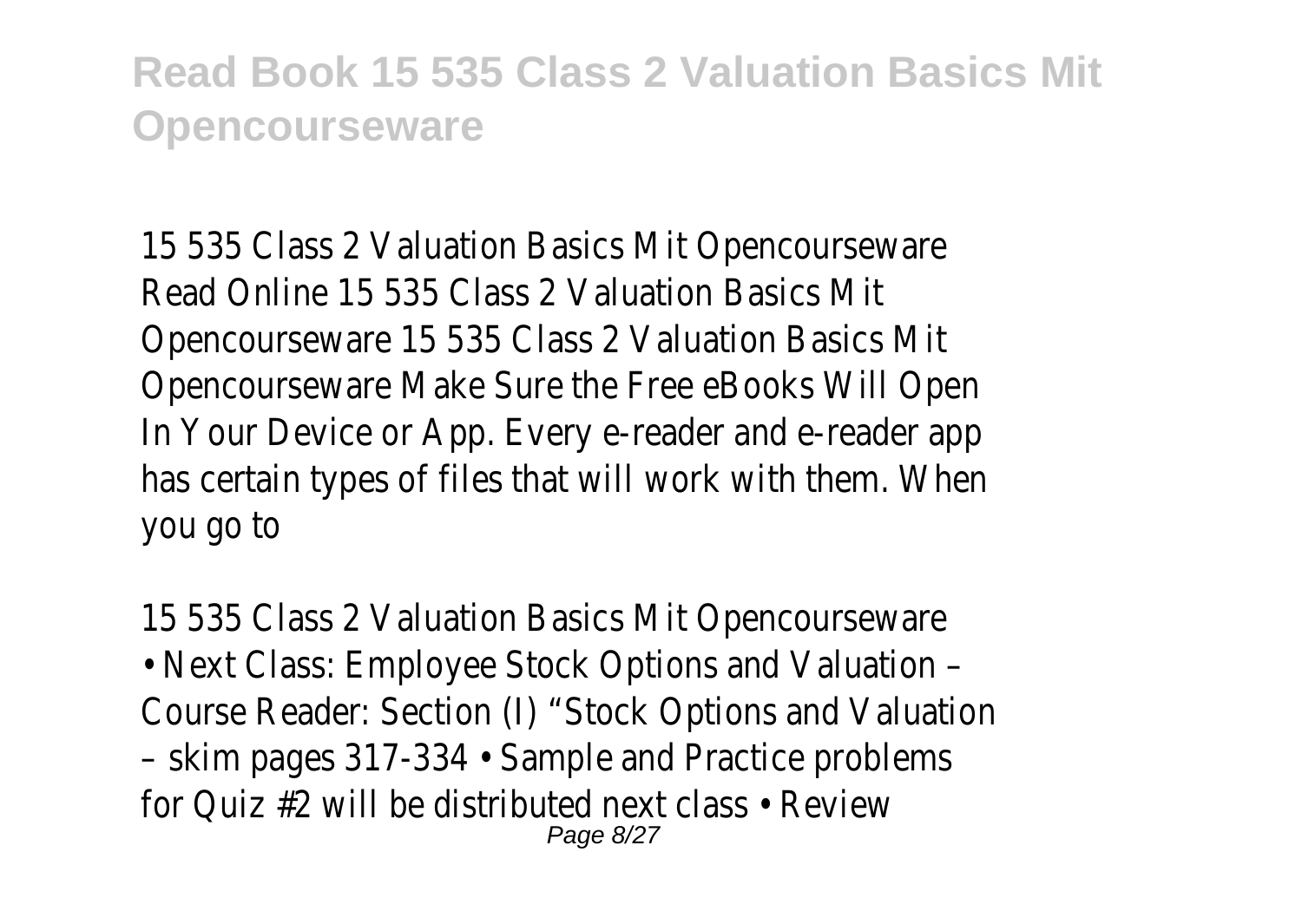15 535 Class 2 Valuation Basics Mit Opencourseware
Read Online 15 535 Class 2 Valuation Basics Mit Opencourseware 15 535 Class 2 Valuation Basics Mit Opencourseware Make Sure the Free eBooks Will Open In Your Device or App. Every e-reader and e-reader app has certain types of files that will work with them. When you go to

15 535 Class 2 Valuation Basics Mit Opencourseware
• Next Class: Employee Stock Options and Valuation – Course Reader: Section (I) "Stock Options and Valuation – skim pages 317-334 • Sample and Practice problems for Quiz #2 will be distributed next class • Review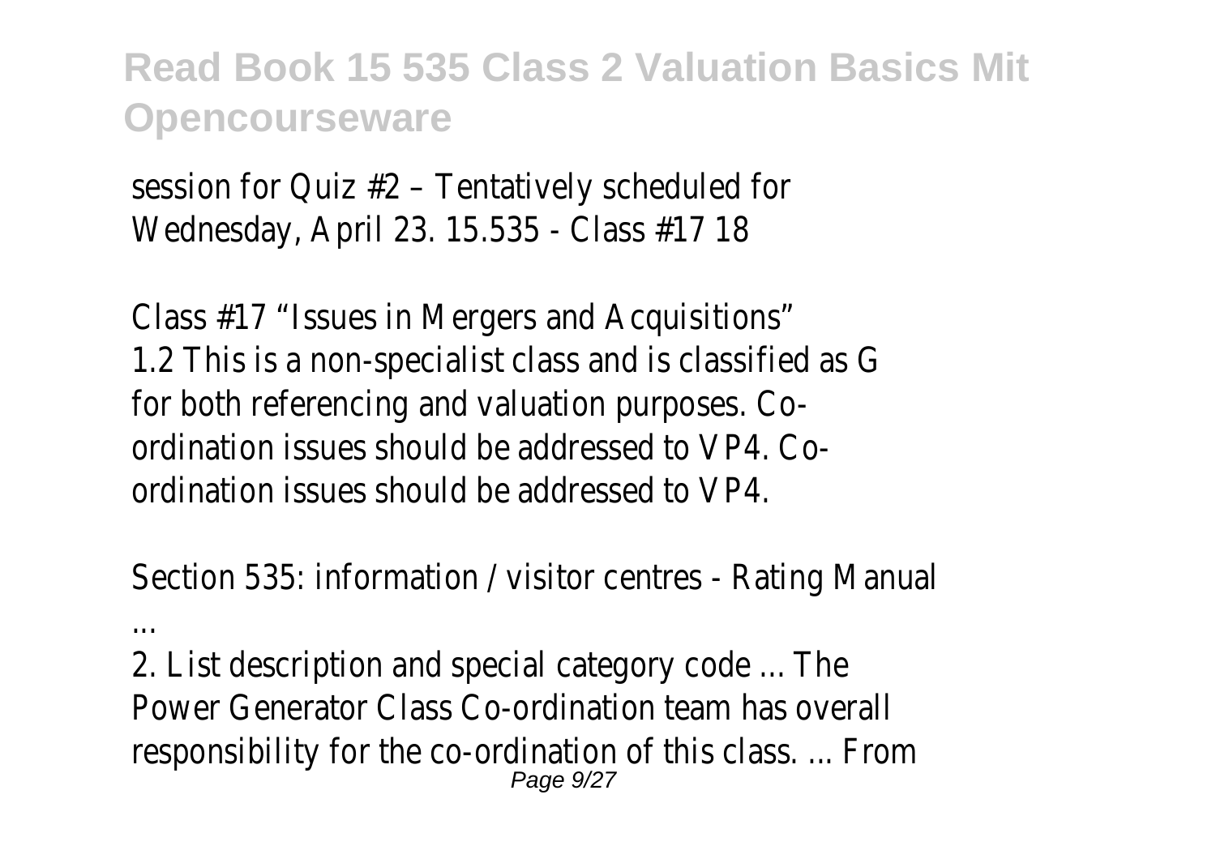session for Quiz #2 – Tentatively scheduled for Wednesday, April 23. 15.535 - Class #17 18

Class #17 "Issues in Mergers and Acquisitions"
1.2 This is a non-specialist class and is classified as G for both referencing and valuation purposes. Co-ordination issues should be addressed to VP4. Co-ordination issues should be addressed to VP4.

Section 535: information / visitor centres - Rating Manual ...

2. List description and special category code ... The Power Generator Class Co-ordination team has overall responsibility for the co-ordination of this class. ... From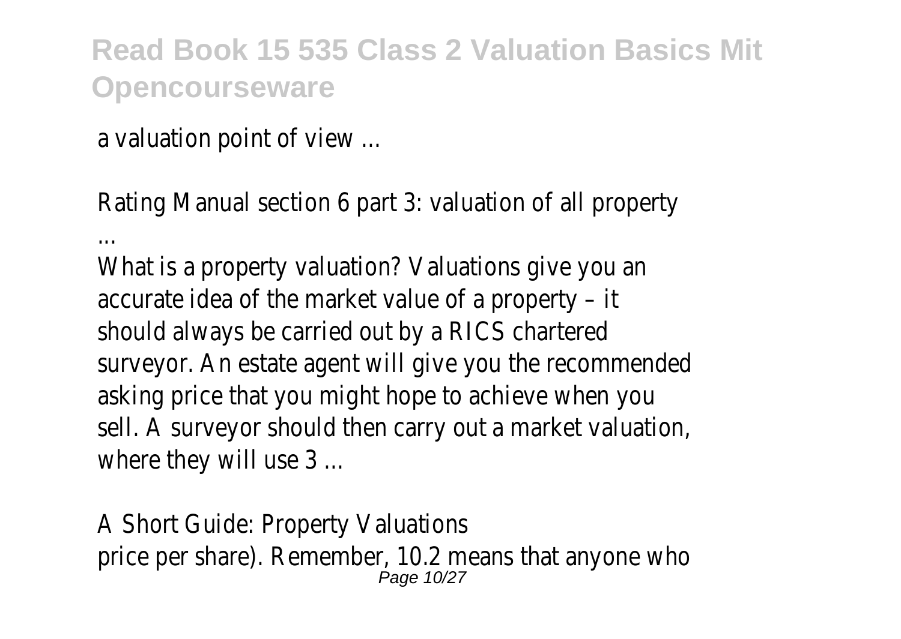a valuation point of view ...

Rating Manual section 6 part 3: valuation of all property ...

What is a property valuation? Valuations give you an accurate idea of the market value of a property – it should always be carried out by a RICS chartered surveyor. An estate agent will give you the recommended asking price that you might hope to achieve when you sell. A surveyor should then carry out a market valuation, where they will use 3 ...

A Short Guide: Property Valuations

price per share). Remember, 10.2 means that anyone who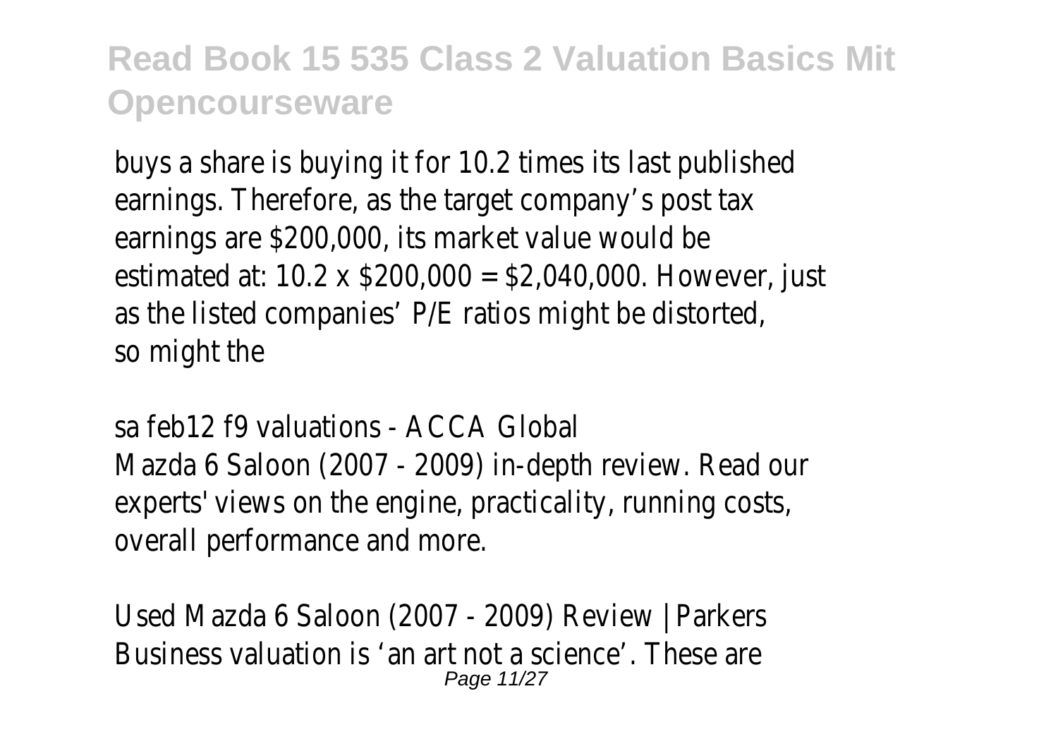buys a share is buying it for 10.2 times its last published earnings. Therefore, as the target company's post tax earnings are $200,000, its market value would be estimated at: 10.2 x $200,000 = $2,040,000. However, just as the listed companies' P/E ratios might be distorted, so might the

sa feb12 f9 valuations - ACCA Global

Mazda 6 Saloon (2007 - 2009) in-depth review. Read our experts' views on the engine, practicality, running costs, overall performance and more.

Used Mazda 6 Saloon (2007 - 2009) Review | Parkers

Business valuation is 'an art not a science'. These are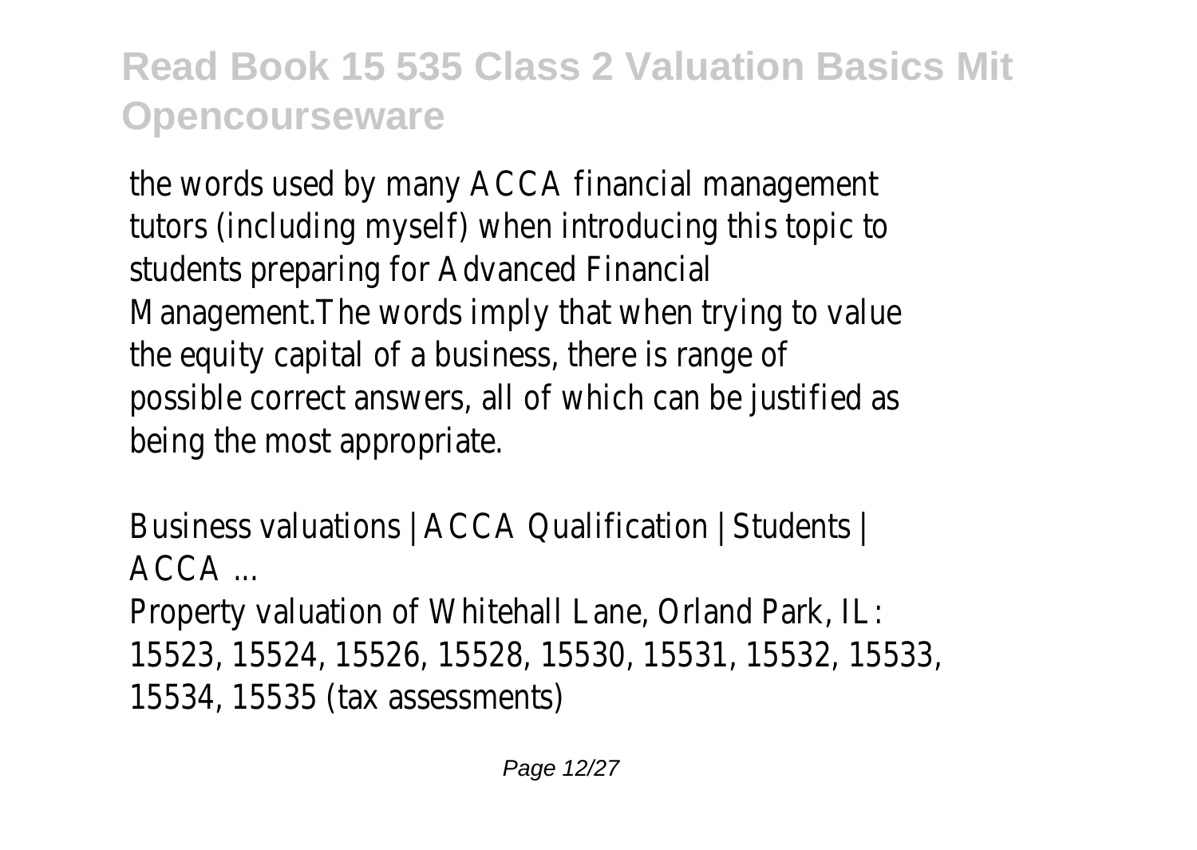the words used by many ACCA financial management tutors (including myself) when introducing this topic to students preparing for Advanced Financial Management.The words imply that when trying to value the equity capital of a business, there is range of possible correct answers, all of which can be justified as being the most appropriate.

Business valuations | ACCA Qualification | Students | ACCA ...

Property valuation of Whitehall Lane, Orland Park, IL: 15523, 15524, 15526, 15528, 15530, 15531, 15532, 15533, 15534, 15535 (tax assessments)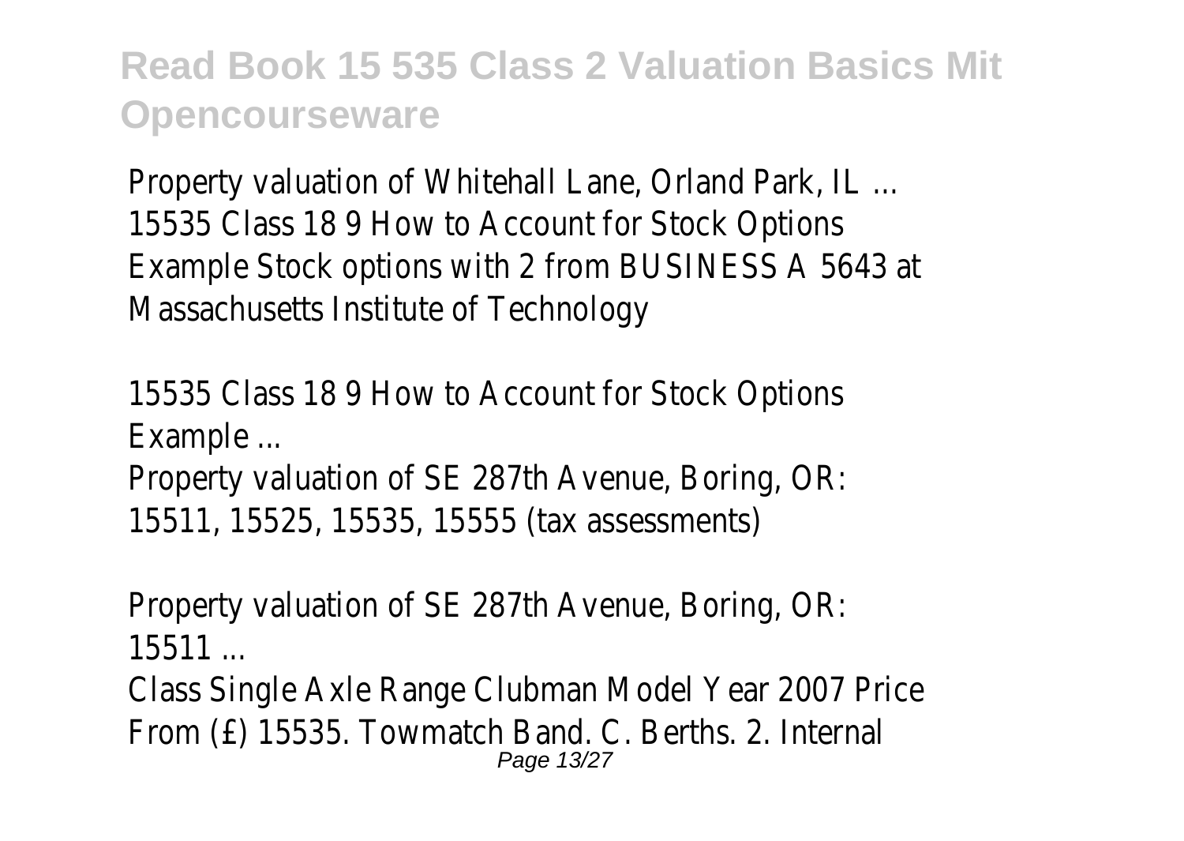Property valuation of Whitehall Lane, Orland Park, IL ...
15535 Class 18 9 How to Account for Stock Options Example Stock options with 2 from BUSINESS A 5643 at Massachusetts Institute of Technology

15535 Class 18 9 How to Account for Stock Options Example ...
Property valuation of SE 287th Avenue, Boring, OR: 15511, 15525, 15535, 15555 (tax assessments)

Property valuation of SE 287th Avenue, Boring, OR: 15511 ...
Class Single Axle Range Clubman Model Year 2007 Price From (£) 15535. Towmatch Band. C. Berths. 2. Internal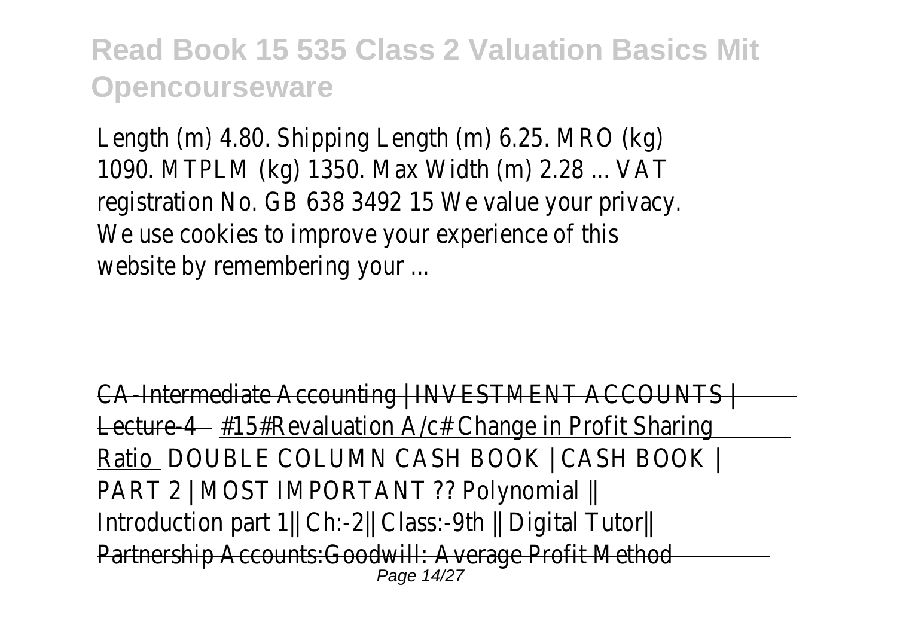Length (m) 4.80. Shipping Length (m) 6.25. MRO (kg) 1090. MTPLM (kg) 1350. Max Width (m) 2.28 ... VAT registration No. GB 638 3492 15 We value your privacy. We use cookies to improve your experience of this website by remembering your ...

CA-Intermediate Accounting | INVESTMENT ACCOUNTS | Lecture-4 #15#Revaluation A/c# Change in Profit Sharing Ratio DOUBLE COLUMN CASH BOOK | CASH BOOK | PART 2 | MOST IMPORTANT ?? Polynomial || Introduction part 1|| Ch:-2|| Class:-9th || Digital Tutor|| Partnership Accounts:Goodwill: Average Profit Method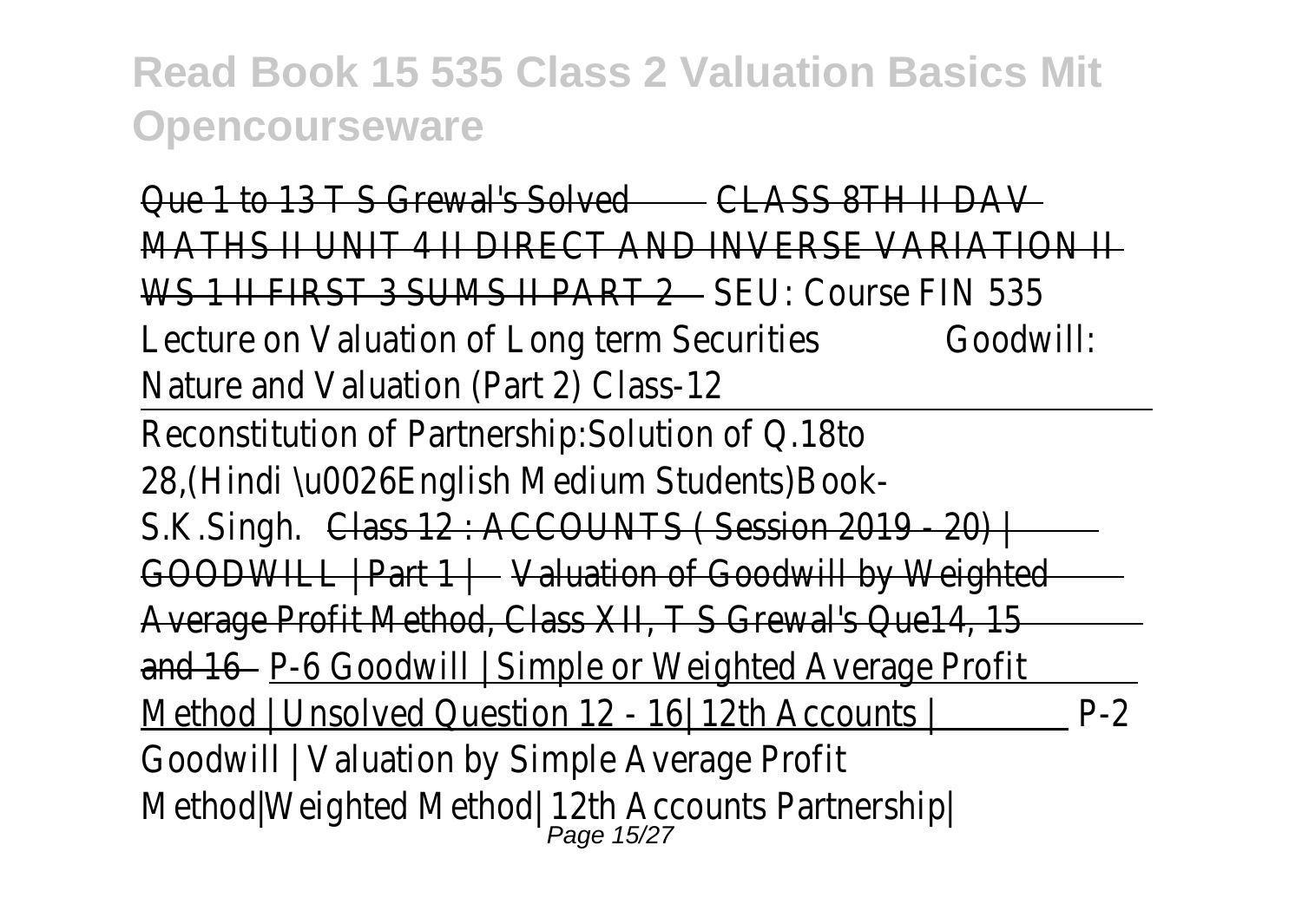Que 1 to 13 T S Grewal's Solved CLASS 8TH II DAV MATHS II UNIT 4 II DIRECT AND INVERSE VARIATION II WS 1 II FIRST 3 SUMS II PART 2 SEU: Course FIN 535 Lecture on Valuation of Long term Securities Goodwill: Nature and Valuation (Part 2) Class-12

Reconstitution of Partnership:Solution of Q.18to 28,(Hindi \u0026English Medium Students)Book-S.K.Singh. Class 12 : ACCOUNTS ( Session 2019 - 20) | GOODWILL | Part 1 | Valuation of Goodwill by Weighted Average Profit Method, Class XII, T S Grewal's Que14, 15 and 16 P-6 Goodwill | Simple or Weighted Average Profit Method | Unsolved Question 12 - 16| 12th Accounts | P-2 Goodwill | Valuation by Simple Average Profit Method|Weighted Method| 12th Accounts Partnership|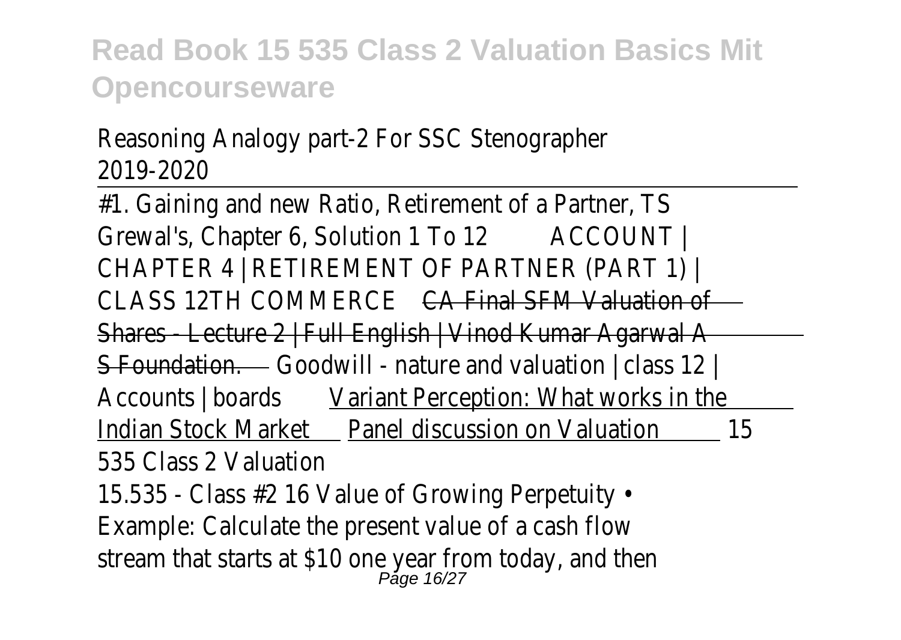Reasoning Analogy part-2 For SSC Stenographer 2019-2020

#1. Gaining and new Ratio, Retirement of a Partner, TS Grewal's, Chapter 6, Solution 1 To 12 ACCOUNT | CHAPTER 4 | RETIREMENT OF PARTNER (PART 1) | CLASS 12TH COMMERCE ~~CA Final SFM Valuation of Shares - Lecture 2 | Full English | Vinod Kumar Agarwal A S Foundation.~~ Goodwill - nature and valuation | class 12 | Accounts | boards Variant Perception: What works in the Indian Stock Market Panel discussion on Valuation 15 535 Class 2 Valuation

15.535 - Class #2 16 Value of Growing Perpetuity • Example: Calculate the present value of a cash flow stream that starts at $10 one year from today, and then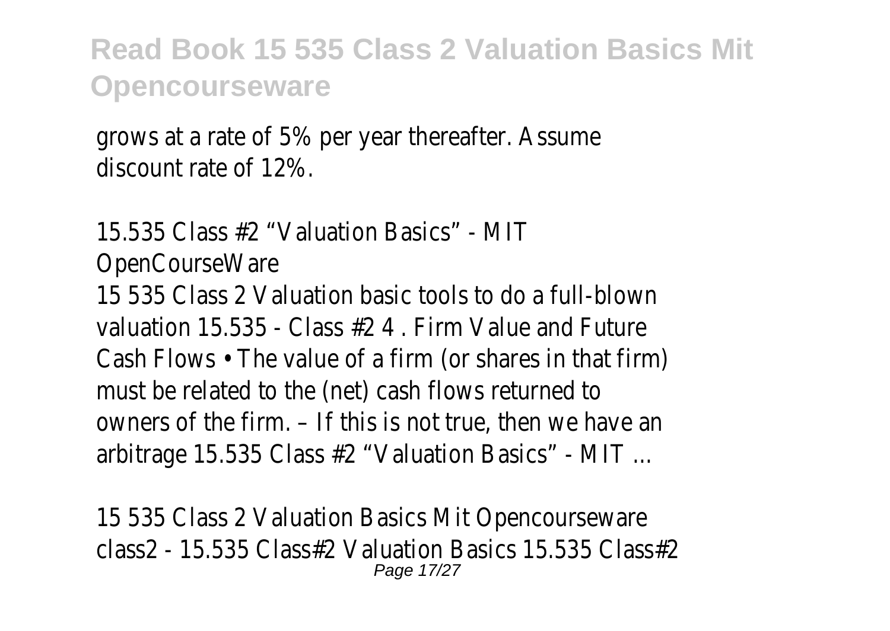grows at a rate of 5% per year thereafter. Assume discount rate of 12%.

15.535 Class #2 “Valuation Basics” - MIT OpenCourseWare

15 535 Class 2 Valuation basic tools to do a full-blown valuation 15.535 - Class #2 4 . Firm Value and Future Cash Flows • The value of a firm (or shares in that firm) must be related to the (net) cash flows returned to owners of the firm. – If this is not true, then we have an arbitrage 15.535 Class #2 “Valuation Basics” - MIT ...

15 535 Class 2 Valuation Basics Mit Opencourseware

class2 - 15.535 Class#2 Valuation Basics 15.535 Class#2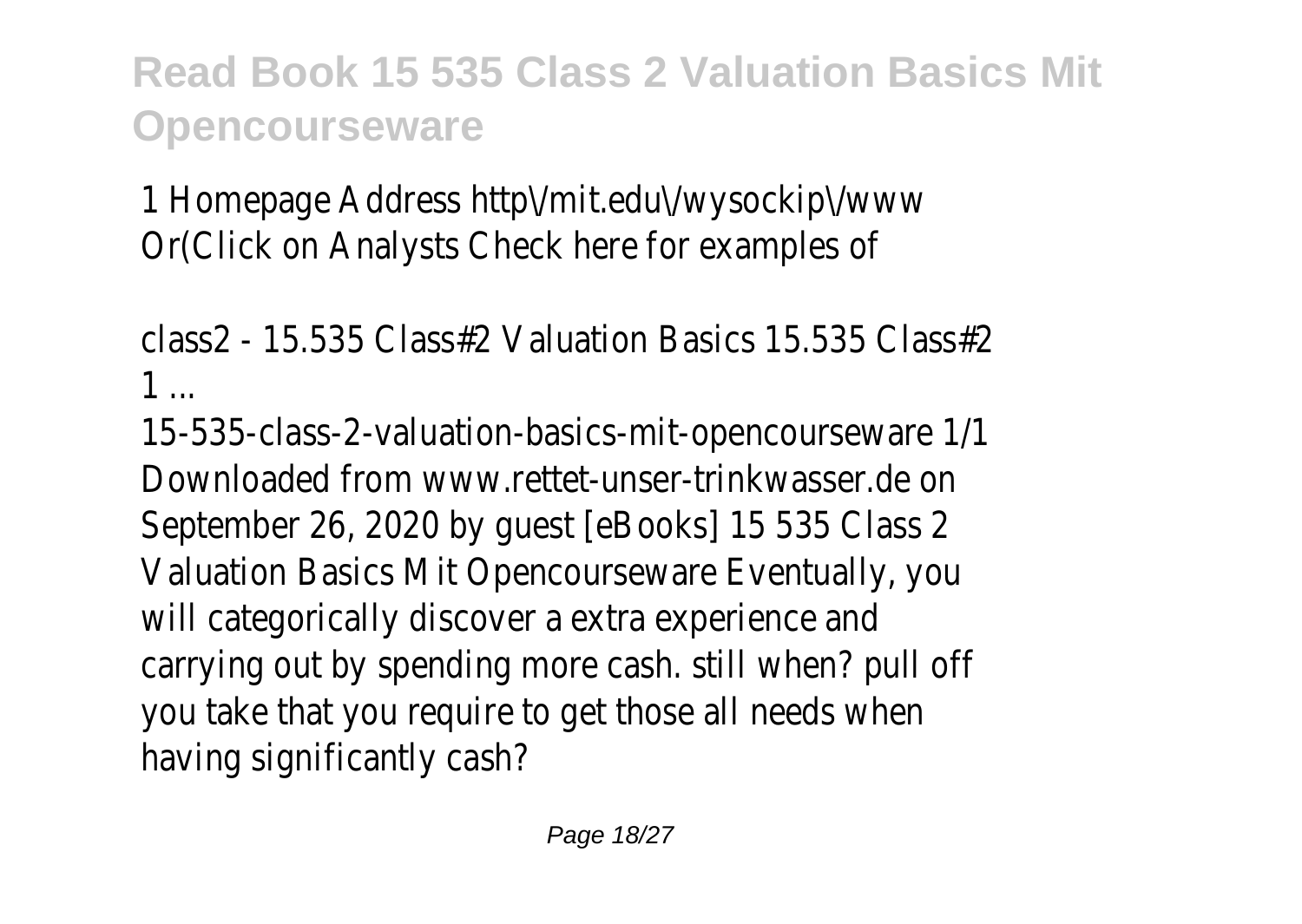1 Homepage Address http\/mit.edu\/wysockip\/www Or(Click on Analysts Check here for examples of

class2 - 15.535 Class#2 Valuation Basics 15.535 Class#2 1 ...

15-535-class-2-valuation-basics-mit-opencourseware 1/1 Downloaded from www.rettet-unser-trinkwasser.de on September 26, 2020 by guest [eBooks] 15 535 Class 2 Valuation Basics Mit Opencourseware Eventually, you will categorically discover a extra experience and carrying out by spending more cash. still when? pull off you take that you require to get those all needs when having significantly cash?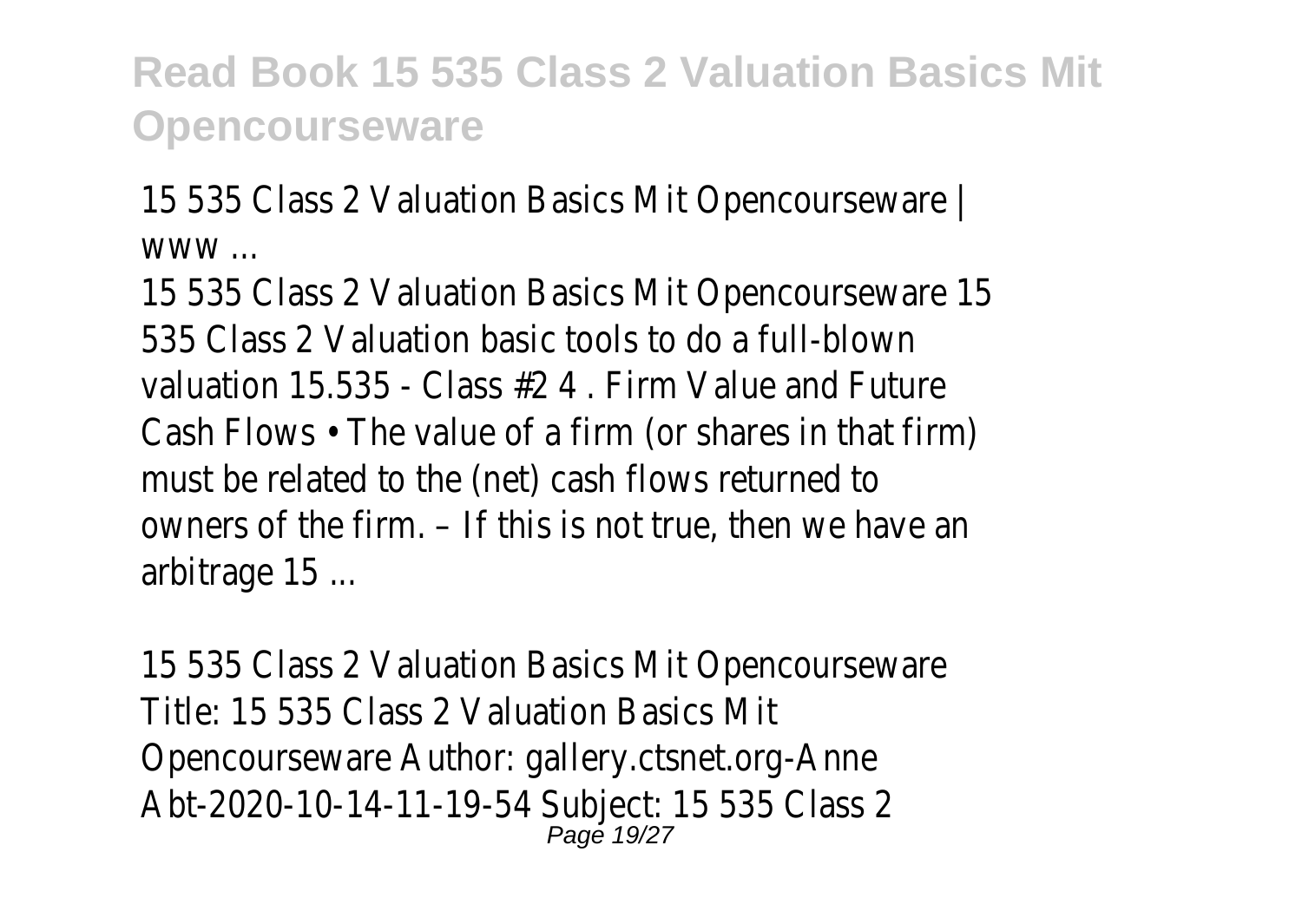# Read Book 15 535 Class 2 Valuation Basics Mit Opencourseware

15 535 Class 2 Valuation Basics Mit Opencourseware | www ...

15 535 Class 2 Valuation Basics Mit Opencourseware 15 535 Class 2 Valuation basic tools to do a full-blown valuation 15.535 - Class #2 4 . Firm Value and Future Cash Flows • The value of a firm (or shares in that firm) must be related to the (net) cash flows returned to owners of the firm. – If this is not true, then we have an arbitrage 15 ...

15 535 Class 2 Valuation Basics Mit Opencourseware

Title: 15 535 Class 2 Valuation Basics Mit Opencourseware Author: gallery.ctsnet.org-Anne Abt-2020-10-14-11-19-54 Subject: 15 535 Class 2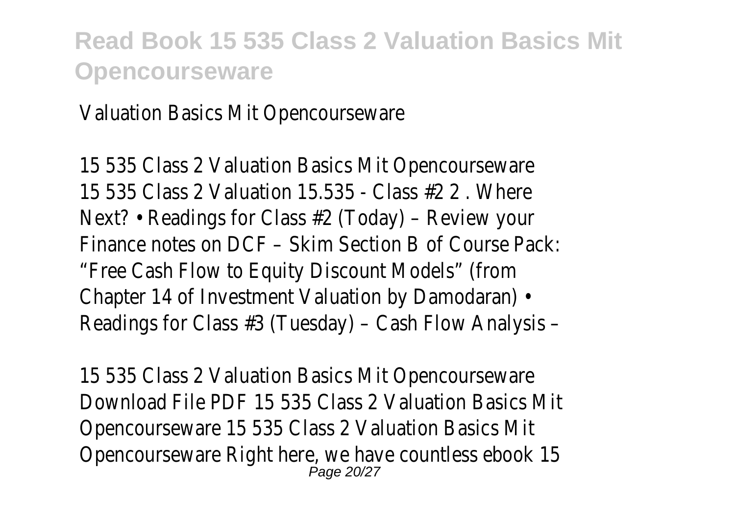Valuation Basics Mit Opencourseware

15 535 Class 2 Valuation Basics Mit Opencourseware
15 535 Class 2 Valuation 15.535 - Class #2 2 . Where Next? • Readings for Class #2 (Today) – Review your Finance notes on DCF – Skim Section B of Course Pack: "Free Cash Flow to Equity Discount Models" (from Chapter 14 of Investment Valuation by Damodaran) • Readings for Class #3 (Tuesday) – Cash Flow Analysis –

15 535 Class 2 Valuation Basics Mit Opencourseware
Download File PDF 15 535 Class 2 Valuation Basics Mit Opencourseware 15 535 Class 2 Valuation Basics Mit Opencourseware Right here, we have countless ebook 15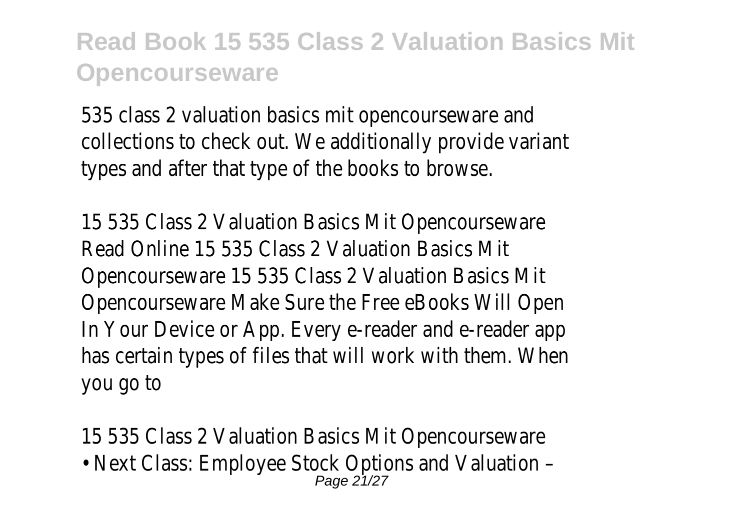535 class 2 valuation basics mit opencourseware and collections to check out. We additionally provide variant types and after that type of the books to browse.

15 535 Class 2 Valuation Basics Mit Opencourseware
Read Online 15 535 Class 2 Valuation Basics Mit Opencourseware 15 535 Class 2 Valuation Basics Mit Opencourseware Make Sure the Free eBooks Will Open In Your Device or App. Every e-reader and e-reader app has certain types of files that will work with them. When you go to

15 535 Class 2 Valuation Basics Mit Opencourseware
• Next Class: Employee Stock Options and Valuation –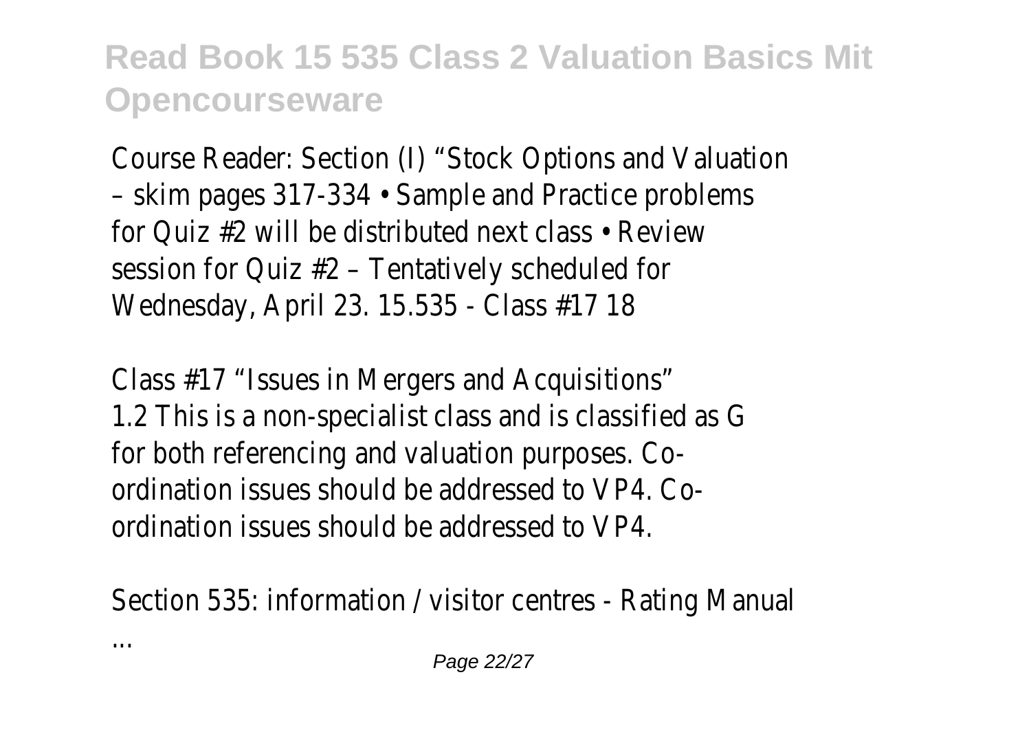Course Reader: Section (I) “Stock Options and Valuation – skim pages 317-334 • Sample and Practice problems for Quiz #2 will be distributed next class • Review session for Quiz #2 – Tentatively scheduled for Wednesday, April 23. 15.535 - Class #17 18

Class #17 “Issues in Mergers and Acquisitions”
1.2 This is a non-specialist class and is classified as G for both referencing and valuation purposes. Co-ordination issues should be addressed to VP4. Co-ordination issues should be addressed to VP4.

Section 535: information / visitor centres - Rating Manual ...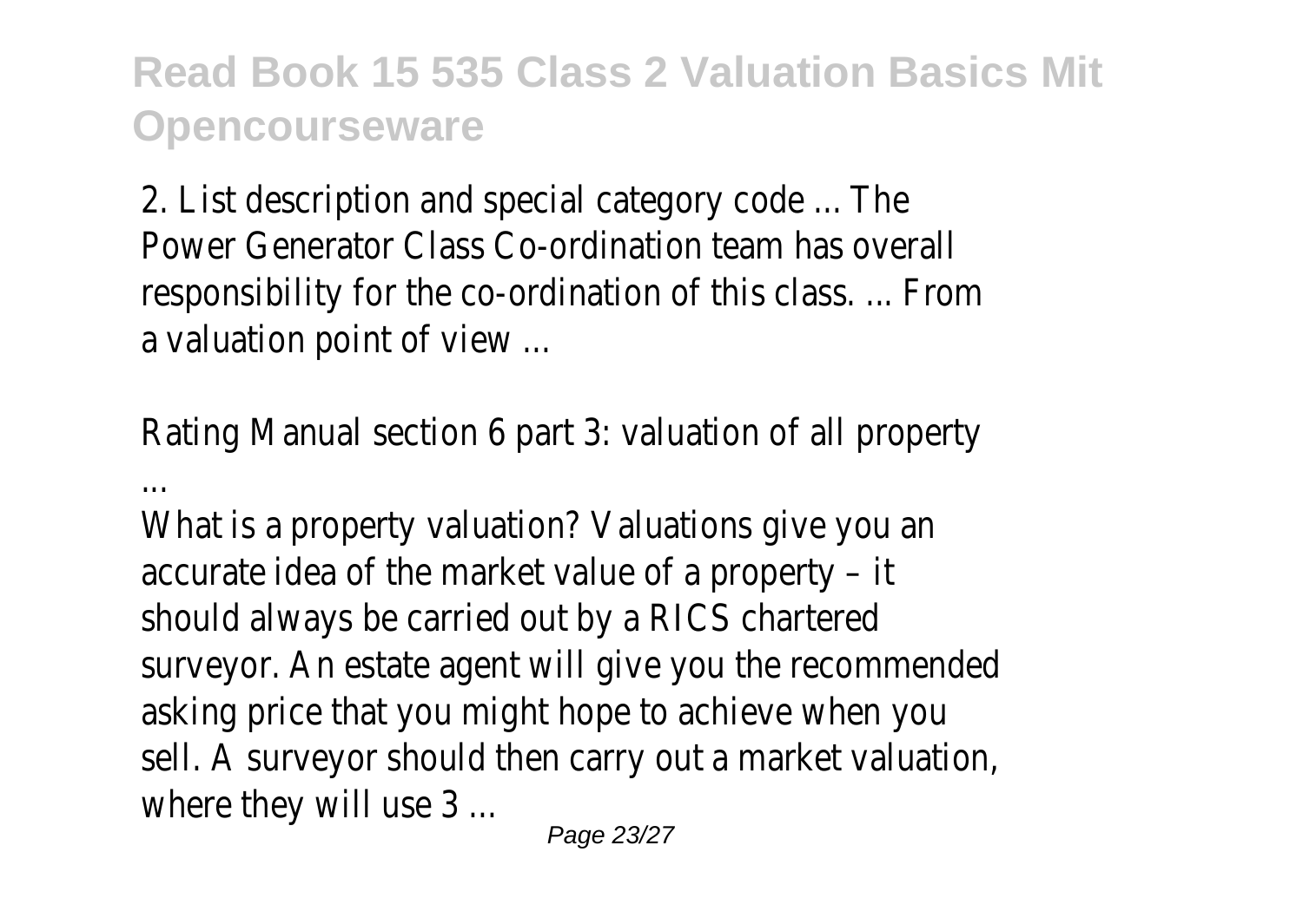2. List description and special category code ... The Power Generator Class Co-ordination team has overall responsibility for the co-ordination of this class. ... From a valuation point of view ...

Rating Manual section 6 part 3: valuation of all property ...

What is a property valuation? Valuations give you an accurate idea of the market value of a property – it should always be carried out by a RICS chartered surveyor. An estate agent will give you the recommended asking price that you might hope to achieve when you sell. A surveyor should then carry out a market valuation, where they will use 3 ...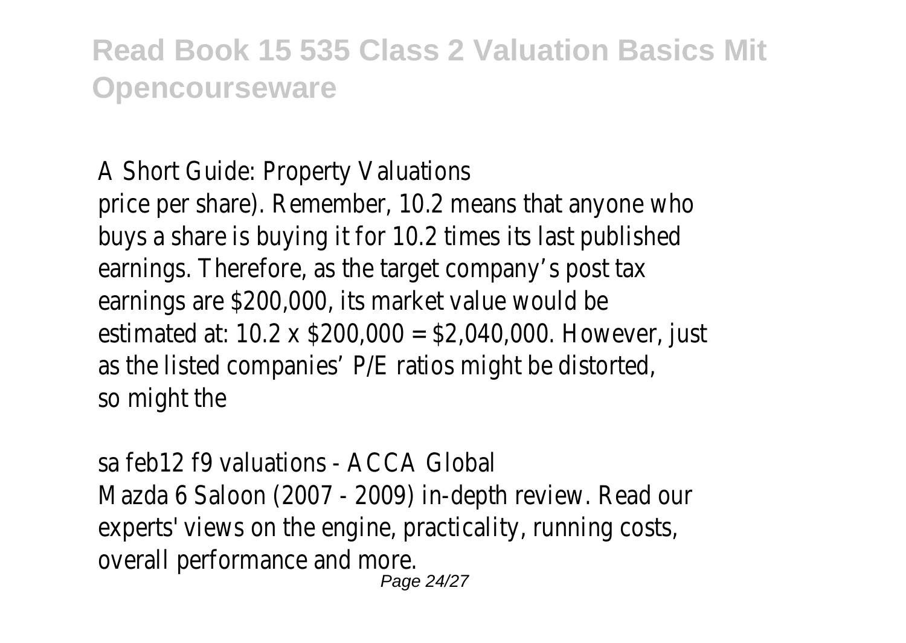A Short Guide: Property Valuations

price per share). Remember, 10.2 means that anyone who buys a share is buying it for 10.2 times its last published earnings. Therefore, as the target company's post tax earnings are $200,000, its market value would be estimated at: 10.2 x $200,000 = $2,040,000. However, just as the listed companies' P/E ratios might be distorted, so might the

sa feb12 f9 valuations - ACCA Global

Mazda 6 Saloon (2007 - 2009) in-depth review. Read our experts' views on the engine, practicality, running costs, overall performance and more.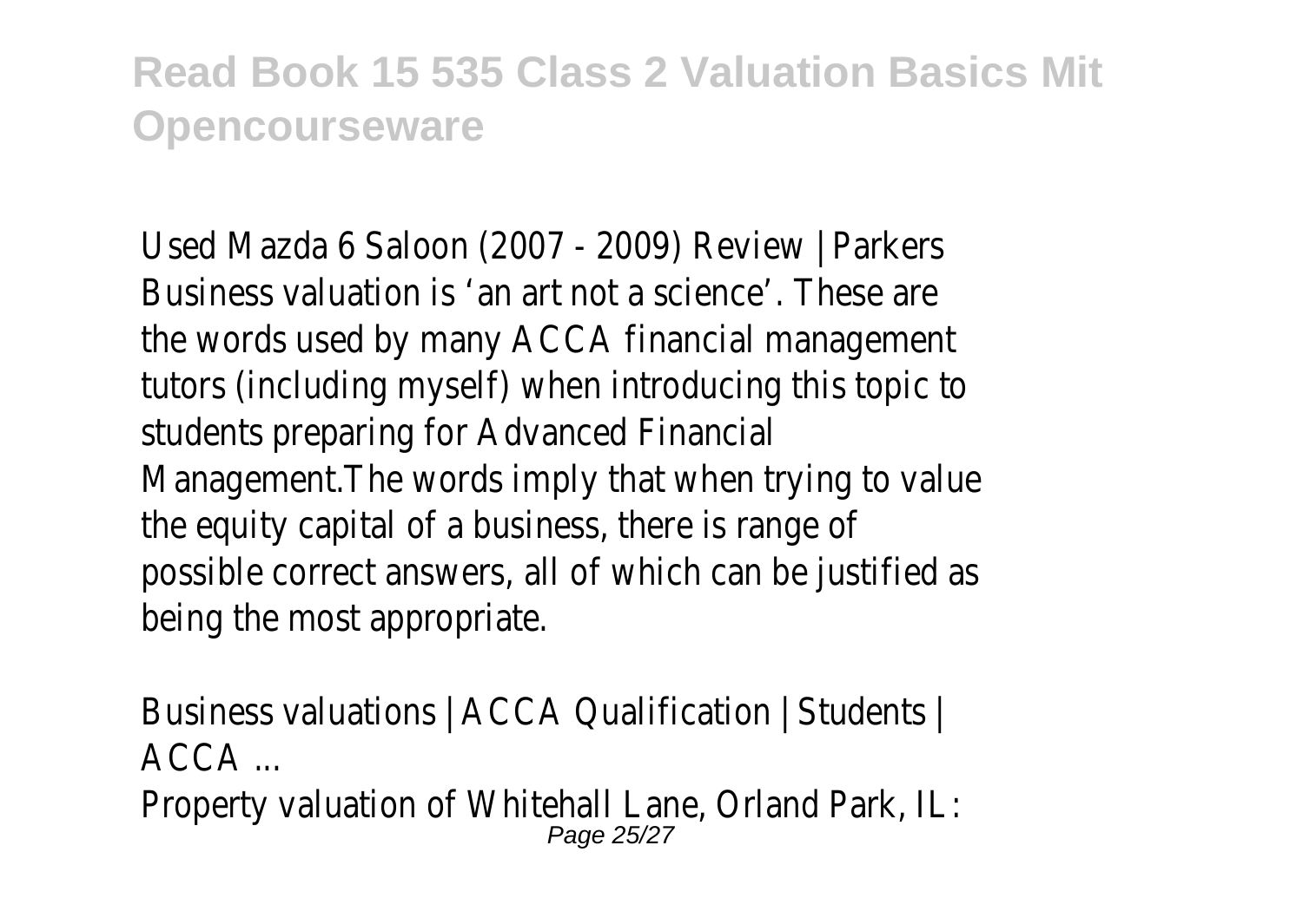Used Mazda 6 Saloon (2007 - 2009) Review | Parkers
Business valuation is 'an art not a science'. These are the words used by many ACCA financial management tutors (including myself) when introducing this topic to students preparing for Advanced Financial Management.The words imply that when trying to value the equity capital of a business, there is range of possible correct answers, all of which can be justified as being the most appropriate.

Business valuations | ACCA Qualification | Students | ACCA ...
Property valuation of Whitehall Lane, Orland Park, IL: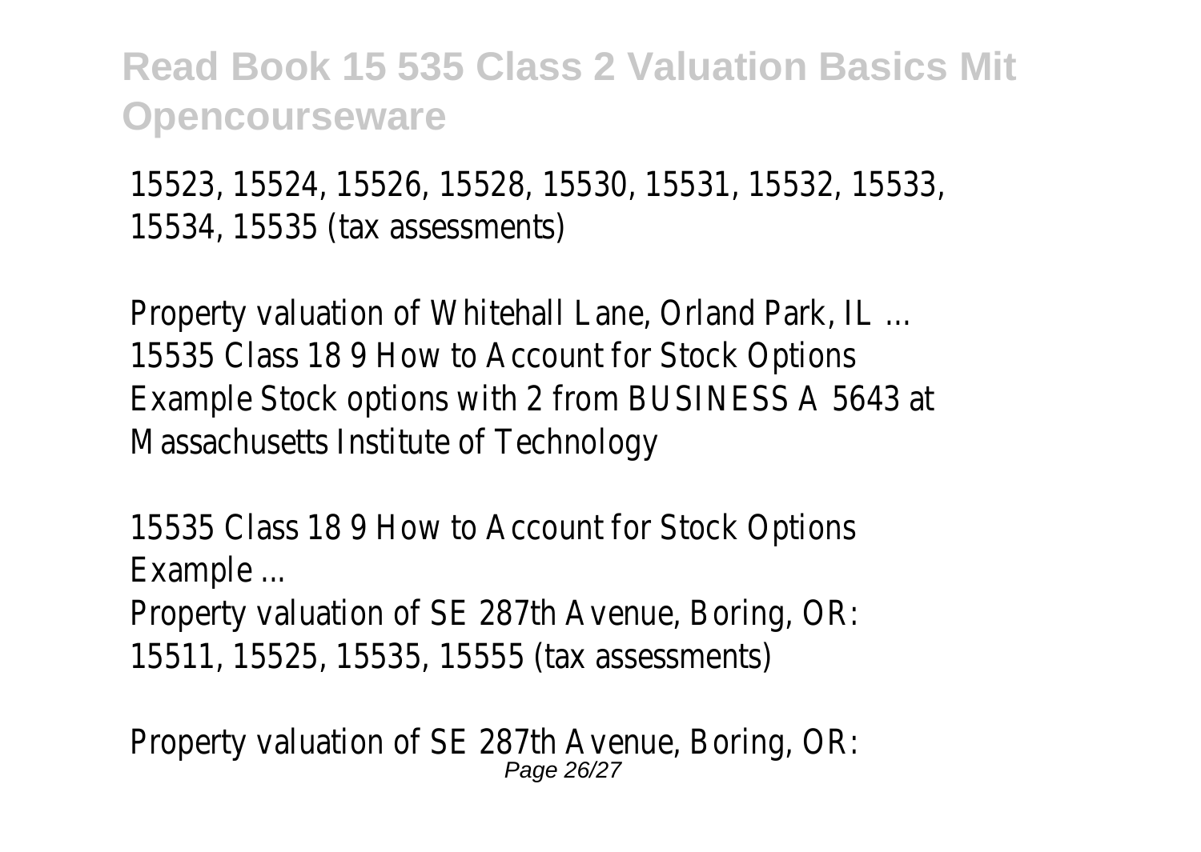15523, 15524, 15526, 15528, 15530, 15531, 15532, 15533, 15534, 15535 (tax assessments)

Property valuation of Whitehall Lane, Orland Park, IL ...
15535 Class 18 9 How to Account for Stock Options Example Stock options with 2 from BUSINESS A 5643 at Massachusetts Institute of Technology

15535 Class 18 9 How to Account for Stock Options Example ...
Property valuation of SE 287th Avenue, Boring, OR: 15511, 15525, 15535, 15555 (tax assessments)

Property valuation of SE 287th Avenue, Boring, OR: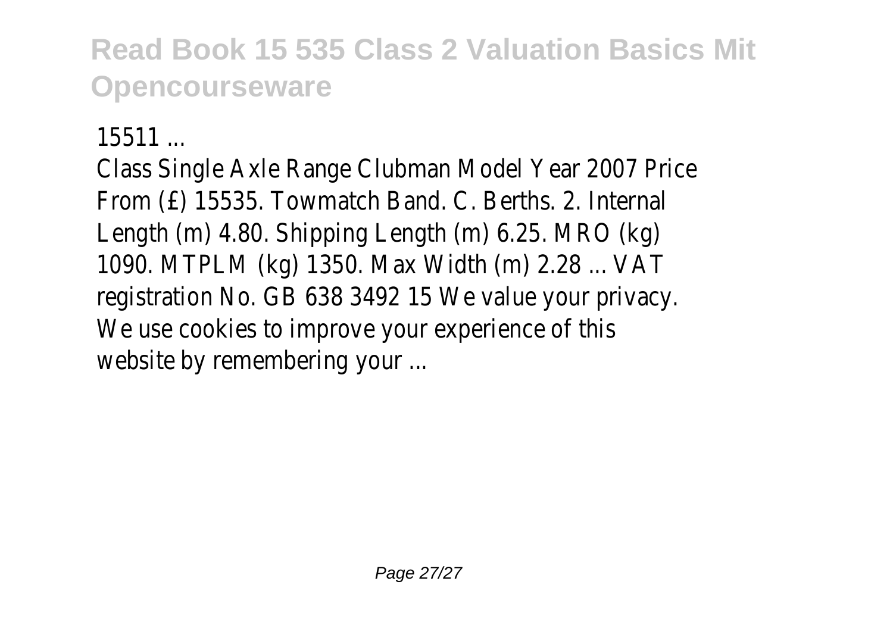15511 ...

Class Single Axle Range Clubman Model Year 2007 Price From (£) 15535. Towmatch Band. C. Berths. 2. Internal Length (m) 4.80. Shipping Length (m) 6.25. MRO (kg) 1090. MTPLM (kg) 1350. Max Width (m) 2.28 ... VAT registration No. GB 638 3492 15 We value your privacy. We use cookies to improve your experience of this website by remembering your ...